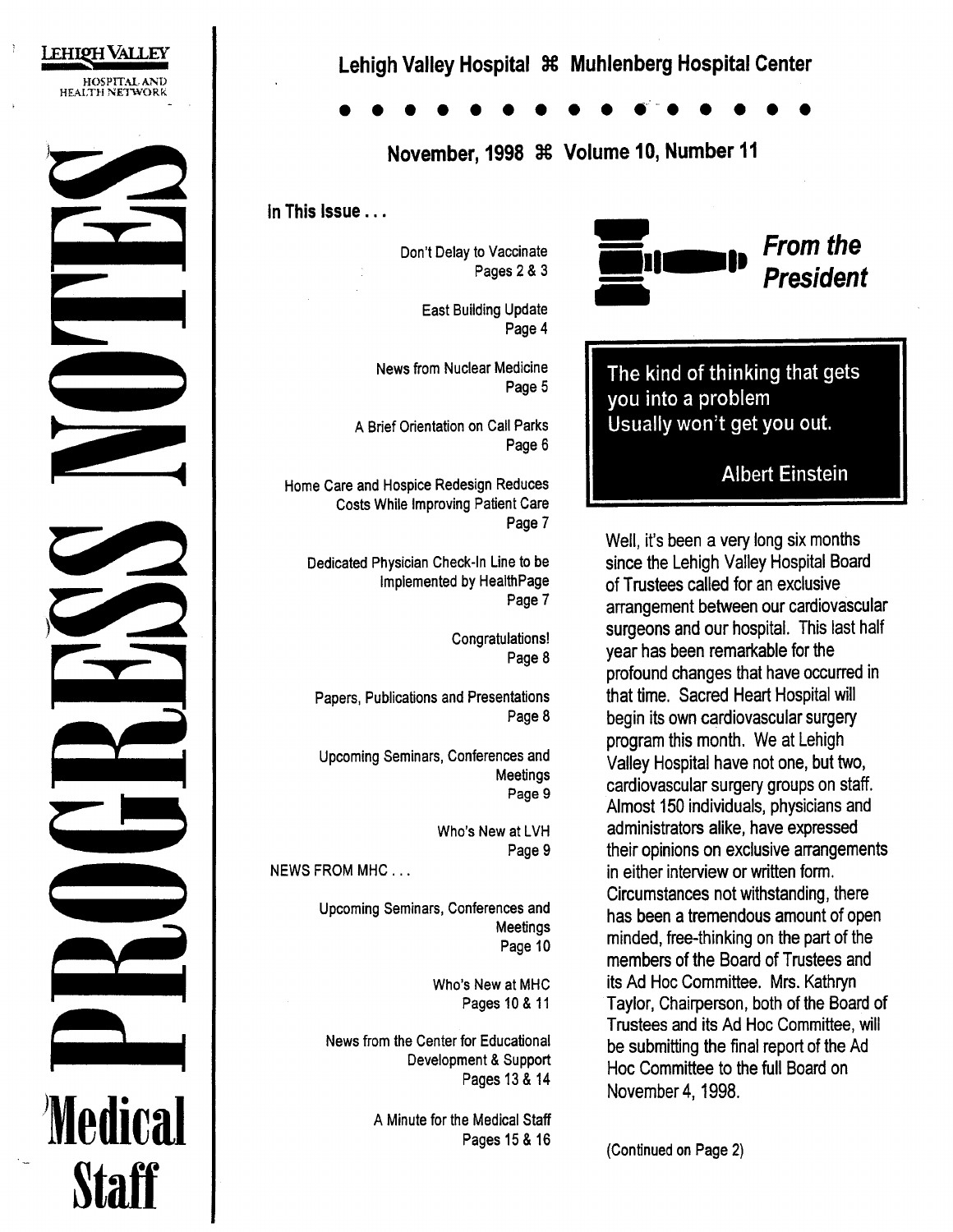LEHIGH VALLEY HOSPITAL AND HEALTH NETWORK

# PROGRESS NOTES

## Medical Staff

**Lehigh Valley Hospital ⌘ Muhlenberg Hospital Center**

**November, 1998 ⌘ Volume 10, Number 11**

**In This Issue . . .**

Don't Delay to Vaccinate
Pages 2 & 3

East Building Update
Page 4

News from Nuclear Medicine
Page 5

A Brief Orientation on Call Parks
Page 6

Home Care and Hospice Redesign Reduces Costs While Improving Patient Care
Page 7

Dedicated Physician Check-In Line to be Implemented by HealthPage
Page 7

Congratulations!
Page 8

Papers, Publications and Presentations
Page 8

Upcoming Seminars, Conferences and Meetings
Page 9

Who's New at LVH
Page 9

NEWS FROM MHC . . .

Upcoming Seminars, Conferences and Meetings
Page 10

Who's New at MHC
Pages 10 & 11

News from the Center for Educational Development & Support
Pages 13 & 14

A Minute for the Medical Staff
Pages 15 & 16

## *From the President*

> The kind of thinking that gets you into a problem
> Usually won't get you out.
>
> Albert Einstein

Well, it's been a very long six months since the Lehigh Valley Hospital Board of Trustees called for an exclusive arrangement between our cardiovascular surgeons and our hospital. This last half year has been remarkable for the profound changes that have occurred in that time. Sacred Heart Hospital will begin its own cardiovascular surgery program this month. We at Lehigh Valley Hospital have not one, but two, cardiovascular surgery groups on staff. Almost 150 individuals, physicians and administrators alike, have expressed their opinions on exclusive arrangements in either interview or written form. Circumstances not withstanding, there has been a tremendous amount of open minded, free-thinking on the part of the members of the Board of Trustees and its Ad Hoc Committee. Mrs. Kathryn Taylor, Chairperson, both of the Board of Trustees and its Ad Hoc Committee, will be submitting the final report of the Ad Hoc Committee to the full Board on November 4, 1998.

(Continued on Page 2)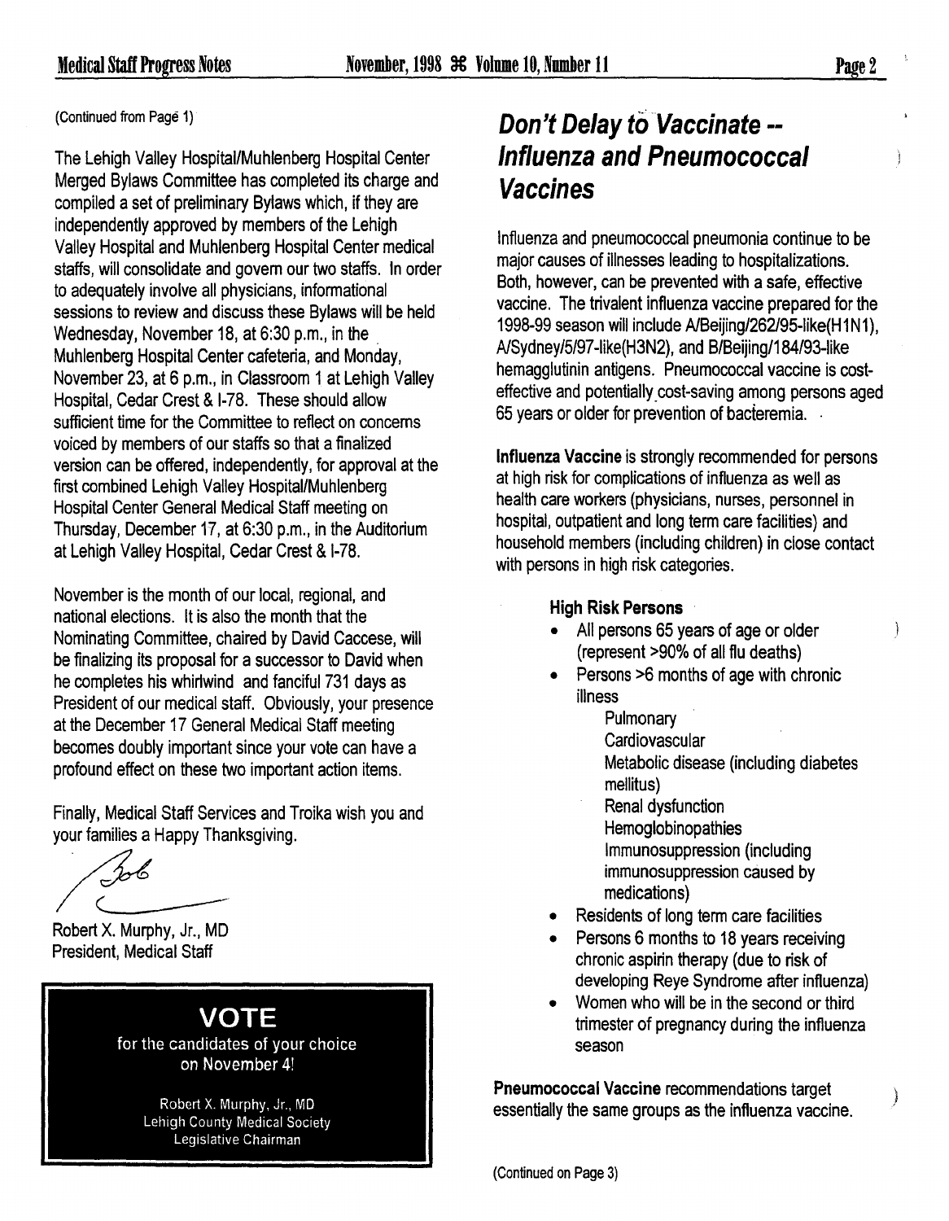(Continued from Page 1)

The Lehigh Valley Hospital/Muhlenberg Hospital Center Merged Bylaws Committee has completed its charge and compiled a set of preliminary Bylaws which, if they are independently approved by members of the Lehigh Valley Hospital and Muhlenberg Hospital Center medical staffs, will consolidate and govern our two staffs. In order to adequately involve all physicians, informational sessions to review and discuss these Bylaws will be held Wednesday, November 18, at 6:30 p.m., in the Muhlenberg Hospital Center cafeteria, and Monday, November 23, at 6 p.m., in Classroom 1 at Lehigh Valley Hospital, Cedar Crest & I-78. These should allow sufficient time for the Committee to reflect on concerns voiced by members of our staffs so that a finalized version can be offered, independently, for approval at the first combined Lehigh Valley Hospital/Muhlenberg Hospital Center General Medical Staff meeting on Thursday, December 17, at 6:30 p.m., in the Auditorium at Lehigh Valley Hospital, Cedar Crest & I-78.

November is the month of our local, regional, and national elections. It is also the month that the Nominating Committee, chaired by David Caccese, will be finalizing its proposal for a successor to David when he completes his whirlwind and fanciful 731 days as President of our medical staff. Obviously, your presence at the December 17 General Medical Staff meeting becomes doubly important since your vote can have a profound effect on these two important action items.

Finally, Medical Staff Services and Troika wish you and your families a Happy Thanksgiving.

Robert X. Murphy, Jr., MD
President, Medical Staff

**VOTE**

for the candidates of your choice on November 4!

Robert X. Murphy, Jr., MD
Lehigh County Medical Society
Legislative Chairman

## *Don't Delay to Vaccinate -- Influenza and Pneumococcal Vaccines*

Influenza and pneumococcal pneumonia continue to be major causes of illnesses leading to hospitalizations. Both, however, can be prevented with a safe, effective vaccine. The trivalent influenza vaccine prepared for the 1998-99 season will include A/Beijing/262/95-like(H1N1), A/Sydney/5/97-like(H3N2), and B/Beijing/184/93-like hemagglutinin antigens. Pneumococcal vaccine is cost-effective and potentially cost-saving among persons aged 65 years or older for prevention of bacteremia.

**Influenza Vaccine** is strongly recommended for persons at high risk for complications of influenza as well as health care workers (physicians, nurses, personnel in hospital, outpatient and long term care facilities) and household members (including children) in close contact with persons in high risk categories.

**High Risk Persons**

- All persons 65 years of age or older (represent >90% of all flu deaths)
- Persons >6 months of age with chronic illness
  - Pulmonary
  - Cardiovascular
  - Metabolic disease (including diabetes mellitus)
  - Renal dysfunction
  - Hemoglobinopathies
  - Immunosuppression (including immunosuppression caused by medications)
- Residents of long term care facilities
- Persons 6 months to 18 years receiving chronic aspirin therapy (due to risk of developing Reye Syndrome after influenza)
- Women who will be in the second or third trimester of pregnancy during the influenza season

**Pneumococcal Vaccine** recommendations target essentially the same groups as the influenza vaccine.

(Continued on Page 3)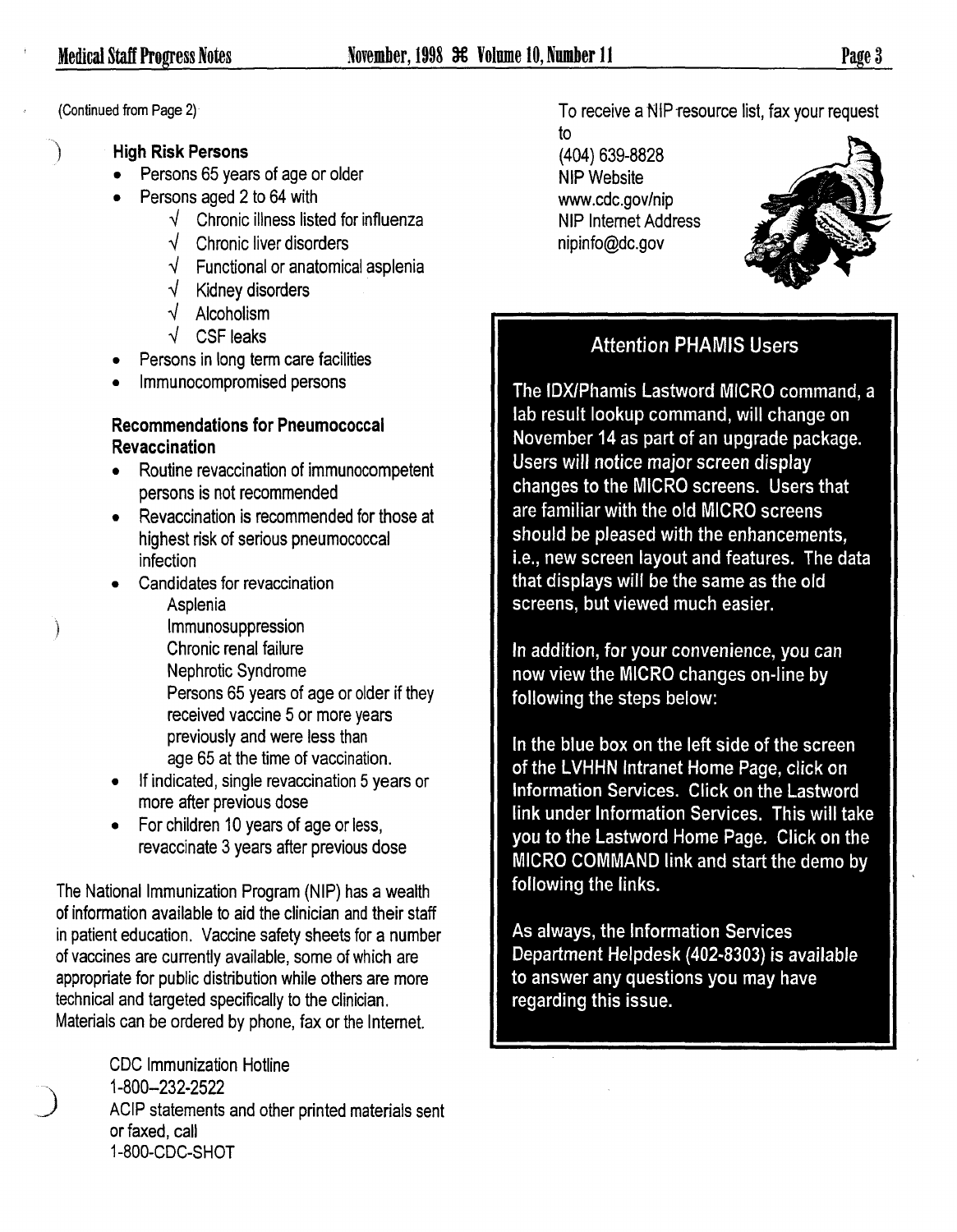(Continued from Page 2)

**High Risk Persons**

- Persons 65 years of age or older
- Persons aged 2 to 64 with
  - √ Chronic illness listed for influenza
  - √ Chronic liver disorders
  - √ Functional or anatomical asplenia
  - √ Kidney disorders
  - √ Alcoholism
  - √ CSF leaks
- Persons in long term care facilities
- Immunocompromised persons

**Recommendations for Pneumococcal Revaccination**

- Routine revaccination of immunocompetent persons is not recommended
- Revaccination is recommended for those at highest risk of serious pneumococcal infection
- Candidates for revaccination
  - Asplenia
  - Immunosuppression
  - Chronic renal failure
  - Nephrotic Syndrome
  - Persons 65 years of age or older if they received vaccine 5 or more years previously and were less than age 65 at the time of vaccination.
- If indicated, single revaccination 5 years or more after previous dose
- For children 10 years of age or less, revaccinate 3 years after previous dose

The National Immunization Program (NIP) has a wealth of information available to aid the clinician and their staff in patient education. Vaccine safety sheets for a number of vaccines are currently available, some of which are appropriate for public distribution while others are more technical and targeted specifically to the clinician. Materials can be ordered by phone, fax or the Internet.

CDC Immunization Hotline
1-800–232-2522
ACIP statements and other printed materials sent or faxed, call
1-800-CDC-SHOT

To receive a NIP resource list, fax your request to
(404) 639-8828
NIP Website
www.cdc.gov/nip
NIP Internet Address
nipinfo@dc.gov

## Attention PHAMIS Users

The IDX/Phamis Lastword MICRO command, a lab result lookup command, will change on November 14 as part of an upgrade package. Users will notice major screen display changes to the MICRO screens. Users that are familiar with the old MICRO screens should be pleased with the enhancements, i.e., new screen layout and features. The data that displays will be the same as the old screens, but viewed much easier.

In addition, for your convenience, you can now view the MICRO changes on-line by following the steps below:

In the blue box on the left side of the screen of the LVHHN Intranet Home Page, click on Information Services. Click on the Lastword link under Information Services. This will take you to the Lastword Home Page. Click on the MICRO COMMAND link and start the demo by following the links.

As always, the Information Services Department Helpdesk (402-8303) is available to answer any questions you may have regarding this issue.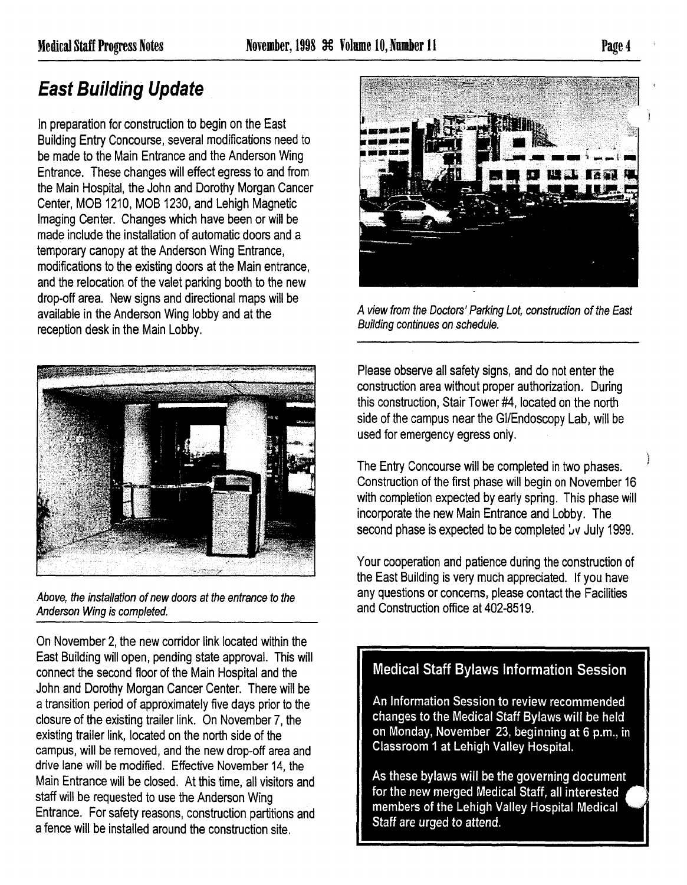## East Building Update

In preparation for construction to begin on the East Building Entry Concourse, several modifications need to be made to the Main Entrance and the Anderson Wing Entrance. These changes will effect egress to and from the Main Hospital, the John and Dorothy Morgan Cancer Center, MOB 1210, MOB 1230, and Lehigh Magnetic Imaging Center. Changes which have been or will be made include the installation of automatic doors and a temporary canopy at the Anderson Wing Entrance, modifications to the existing doors at the Main entrance, and the relocation of the valet parking booth to the new drop-off area. New signs and directional maps will be available in the Anderson Wing lobby and at the reception desk in the Main Lobby.

*Above, the installation of new doors at the entrance to the Anderson Wing is completed.*

On November 2, the new corridor link located within the East Building will open, pending state approval. This will connect the second floor of the Main Hospital and the John and Dorothy Morgan Cancer Center. There will be a transition period of approximately five days prior to the closure of the existing trailer link. On November 7, the existing trailer link, located on the north side of the campus, will be removed, and the new drop-off area and drive lane will be modified. Effective November 14, the Main Entrance will be closed. At this time, all visitors and staff will be requested to use the Anderson Wing Entrance. For safety reasons, construction partitions and a fence will be installed around the construction site.

*A view from the Doctors' Parking Lot, construction of the East Building continues on schedule.*

Please observe all safety signs, and do not enter the construction area without proper authorization. During this construction, Stair Tower #4, located on the north side of the campus near the GI/Endoscopy Lab, will be used for emergency egress only.

The Entry Concourse will be completed in two phases. Construction of the first phase will begin on November 16 with completion expected by early spring. This phase will incorporate the new Main Entrance and Lobby. The second phase is expected to be completed by July 1999.

Your cooperation and patience during the construction of the East Building is very much appreciated. If you have any questions or concerns, please contact the Facilities and Construction office at 402-8519.

### Medical Staff Bylaws Information Session

An Information Session to review recommended changes to the Medical Staff Bylaws will be held on Monday, November 23, beginning at 6 p.m., in Classroom 1 at Lehigh Valley Hospital.

As these bylaws will be the governing document for the new merged Medical Staff, all interested members of the Lehigh Valley Hospital Medical Staff are urged to attend.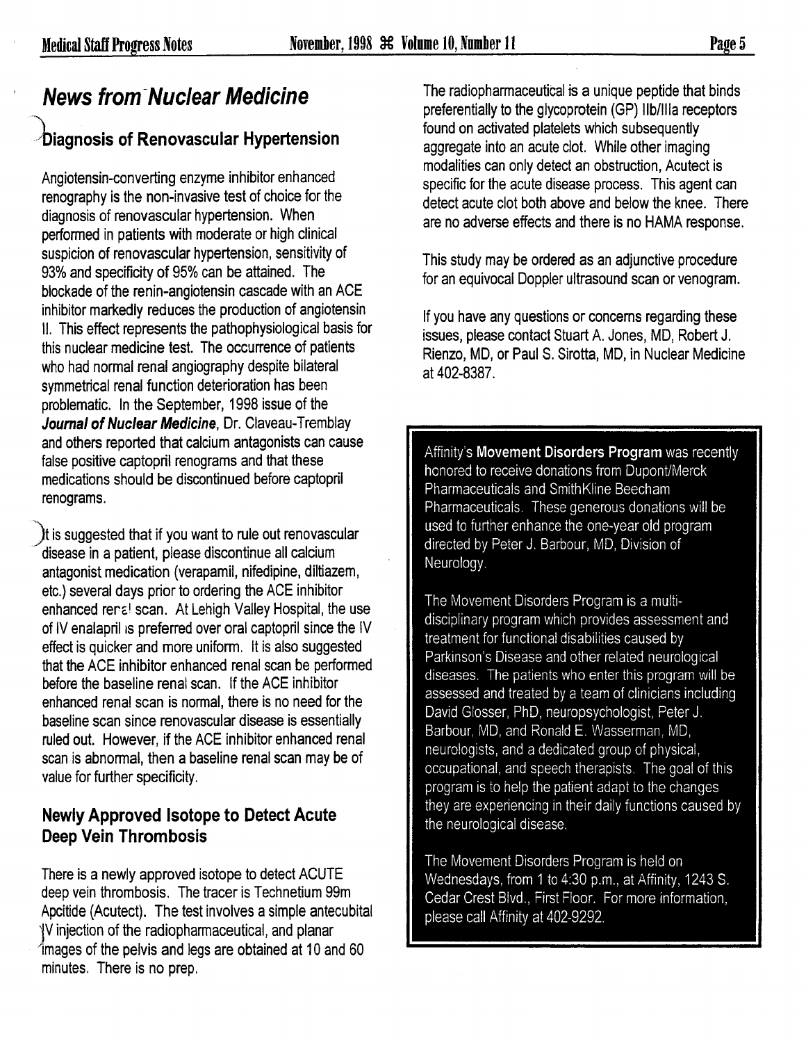# News from Nuclear Medicine

## Diagnosis of Renovascular Hypertension

Angiotensin-converting enzyme inhibitor enhanced renography is the non-invasive test of choice for the diagnosis of renovascular hypertension. When performed in patients with moderate or high clinical suspicion of renovascular hypertension, sensitivity of 93% and specificity of 95% can be attained. The blockade of the renin-angiotensin cascade with an ACE inhibitor markedly reduces the production of angiotensin II. This effect represents the pathophysiological basis for this nuclear medicine test. The occurrence of patients who had normal renal angiography despite bilateral symmetrical renal function deterioration has been problematic. In the September, 1998 issue of the ***Journal of Nuclear Medicine***, Dr. Claveau-Tremblay and others reported that calcium antagonists can cause false positive captopril renograms and that these medications should be discontinued before captopril renograms.

It is suggested that if you want to rule out renovascular disease in a patient, please discontinue all calcium antagonist medication (verapamil, nifedipine, diltiazem, etc.) several days prior to ordering the ACE inhibitor enhanced renal scan. At Lehigh Valley Hospital, the use of IV enalapril is preferred over oral captopril since the IV effect is quicker and more uniform. It is also suggested that the ACE inhibitor enhanced renal scan be performed before the baseline renal scan. If the ACE inhibitor enhanced renal scan is normal, there is no need for the baseline scan since renovascular disease is essentially ruled out. However, if the ACE inhibitor enhanced renal scan is abnormal, then a baseline renal scan may be of value for further specificity.

## Newly Approved Isotope to Detect Acute Deep Vein Thrombosis

There is a newly approved isotope to detect ACUTE deep vein thrombosis. The tracer is Technetium 99m Apcitide (Acutect). The test involves a simple antecubital IV injection of the radiopharmaceutical, and planar images of the pelvis and legs are obtained at 10 and 60 minutes. There is no prep.

The radiopharmaceutical is a unique peptide that binds preferentially to the glycoprotein (GP) IIb/IIIa receptors found on activated platelets which subsequently aggregate into an acute clot. While other imaging modalities can only detect an obstruction, Acutect is specific for the acute disease process. This agent can detect acute clot both above and below the knee. There are no adverse effects and there is no HAMA response.

This study may be ordered as an adjunctive procedure for an equivocal Doppler ultrasound scan or venogram.

If you have any questions or concerns regarding these issues, please contact Stuart A. Jones, MD, Robert J. Rienzo, MD, or Paul S. Sirotta, MD, in Nuclear Medicine at 402-8387.

---

Affinity's **Movement Disorders Program** was recently honored to receive donations from Dupont/Merck Pharmaceuticals and SmithKline Beecham Pharmaceuticals. These generous donations will be used to further enhance the one-year old program directed by Peter J. Barbour, MD, Division of Neurology.

The Movement Disorders Program is a multi-disciplinary program which provides assessment and treatment for functional disabilities caused by Parkinson's Disease and other related neurological diseases. The patients who enter this program will be assessed and treated by a team of clinicians including David Glosser, PhD, neuropsychologist, Peter J. Barbour, MD, and Ronald E. Wasserman, MD, neurologists, and a dedicated group of physical, occupational, and speech therapists. The goal of this program is to help the patient adapt to the changes they are experiencing in their daily functions caused by the neurological disease.

The Movement Disorders Program is held on Wednesdays, from 1 to 4:30 p.m., at Affinity, 1243 S. Cedar Crest Blvd., First Floor. For more information, please call Affinity at 402-9292.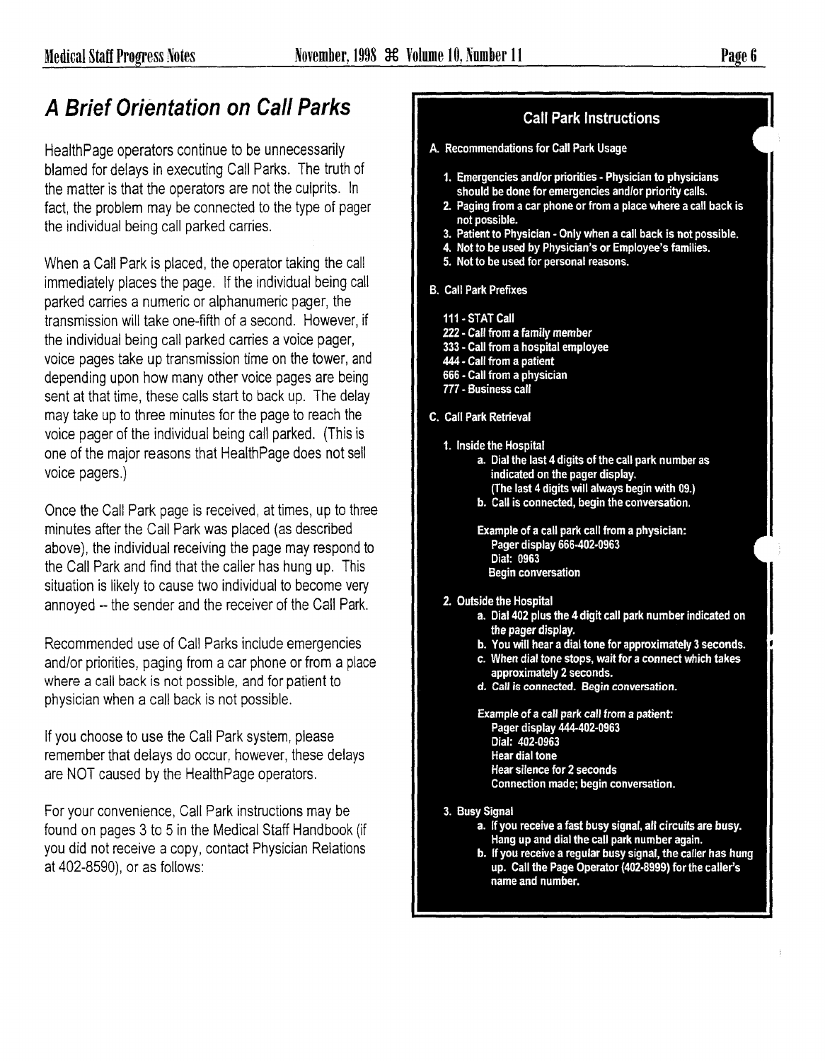## *A Brief Orientation on Call Parks*

HealthPage operators continue to be unnecessarily blamed for delays in executing Call Parks. The truth of the matter is that the operators are not the culprits. In fact, the problem may be connected to the type of pager the individual being call parked carries.

When a Call Park is placed, the operator taking the call immediately places the page. If the individual being call parked carries a numeric or alphanumeric pager, the transmission will take one-fifth of a second. However, if the individual being call parked carries a voice pager, voice pages take up transmission time on the tower, and depending upon how many other voice pages are being sent at that time, these calls start to back up. The delay may take up to three minutes for the page to reach the voice pager of the individual being call parked. (This is one of the major reasons that HealthPage does not sell voice pagers.)

Once the Call Park page is received, at times, up to three minutes after the Call Park was placed (as described above), the individual receiving the page may respond to the Call Park and find that the caller has hung up. This situation is likely to cause two individual to become very annoyed -- the sender and the receiver of the Call Park.

Recommended use of Call Parks include emergencies and/or priorities, paging from a car phone or from a place where a call back is not possible, and for patient to physician when a call back is not possible.

If you choose to use the Call Park system, please remember that delays do occur, however, these delays are NOT caused by the HealthPage operators.

For your convenience, Call Park instructions may be found on pages 3 to 5 in the Medical Staff Handbook (if you did not receive a copy, contact Physician Relations at 402-8590), or as follows:

### Call Park Instructions

**A. Recommendations for Call Park Usage**

1. Emergencies and/or priorities - Physician to physicians should be done for emergencies and/or priority calls.
2. Paging from a car phone or from a place where a call back is not possible.
3. Patient to Physician - Only when a call back is not possible.
4. Not to be used by Physician's or Employee's families.
5. Not to be used for personal reasons.

**B. Call Park Prefixes**

111 - STAT Call
222 - Call from a family member
333 - Call from a hospital employee
444 - Call from a patient
666 - Call from a physician
777 - Business call

**C. Call Park Retrieval**

1. Inside the Hospital
   a. Dial the last 4 digits of the call park number as indicated on the pager display. (The last 4 digits will always begin with 09.)
   b. Call is connected, begin the conversation.

   Example of a call park call from a physician:
   Pager display 666-402-0963
   Dial: 0963
   Begin conversation

2. Outside the Hospital
   a. Dial 402 plus the 4 digit call park number indicated on the pager display.
   b. You will hear a dial tone for approximately 3 seconds.
   c. When dial tone stops, wait for a connect which takes approximately 2 seconds.
   d. Call is connected. Begin conversation.

   Example of a call park call from a patient:
   Pager display 444-402-0963
   Dial: 402-0963
   Hear dial tone
   Hear silence for 2 seconds
   Connection made; begin conversation.

3. Busy Signal
   a. If you receive a fast busy signal, all circuits are busy. Hang up and dial the call park number again.
   b. If you receive a regular busy signal, the caller has hung up. Call the Page Operator (402-8999) for the caller's name and number.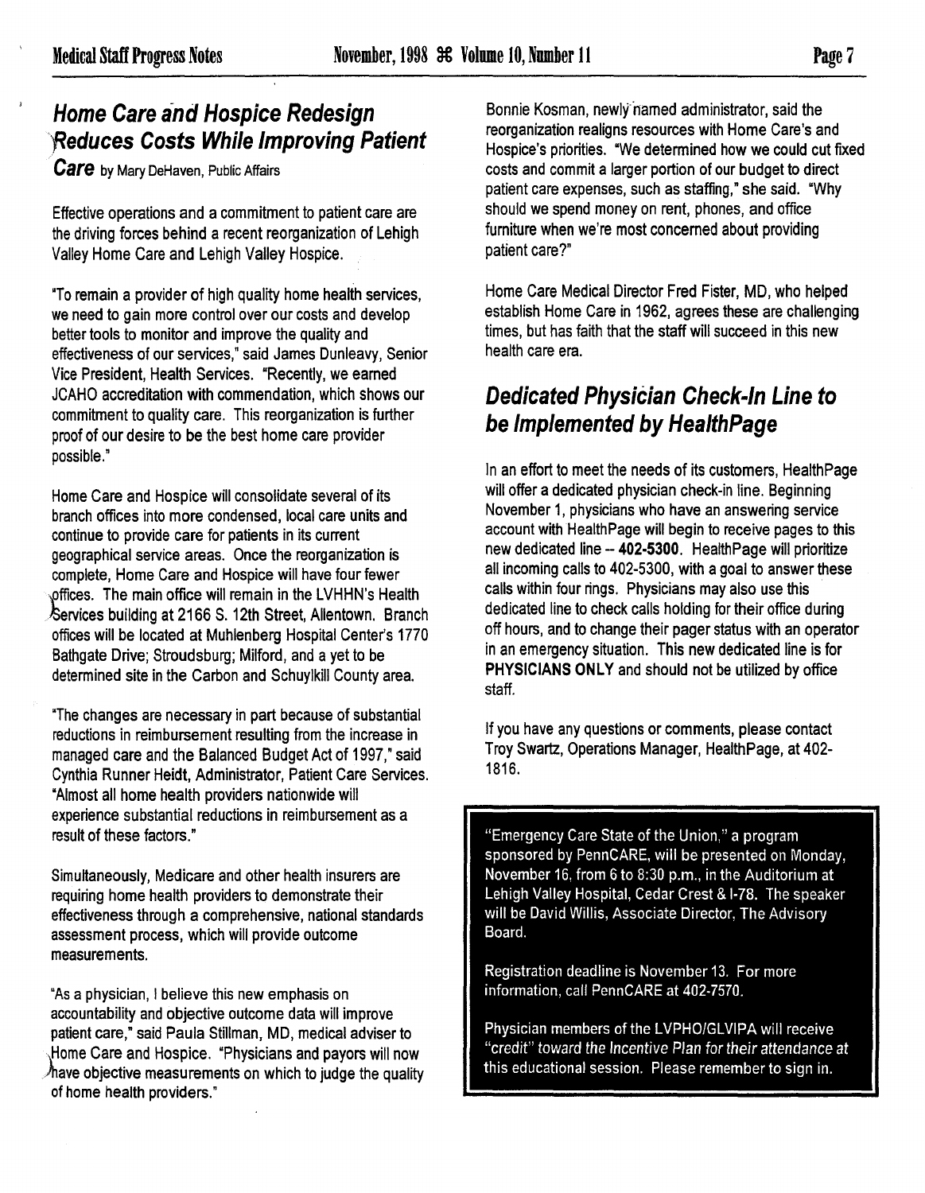## *Home Care and Hospice Redesign Reduces Costs While Improving Patient Care* by Mary DeHaven, Public Affairs

Effective operations and a commitment to patient care are the driving forces behind a recent reorganization of Lehigh Valley Home Care and Lehigh Valley Hospice.

"To remain a provider of high quality home health services, we need to gain more control over our costs and develop better tools to monitor and improve the quality and effectiveness of our services," said James Dunleavy, Senior Vice President, Health Services. "Recently, we earned JCAHO accreditation with commendation, which shows our commitment to quality care. This reorganization is further proof of our desire to be the best home care provider possible."

Home Care and Hospice will consolidate several of its branch offices into more condensed, local care units and continue to provide care for patients in its current geographical service areas. Once the reorganization is complete, Home Care and Hospice will have four fewer offices. The main office will remain in the LVHHN's Health Services building at 2166 S. 12th Street, Allentown. Branch offices will be located at Muhlenberg Hospital Center's 1770 Bathgate Drive; Stroudsburg; Milford, and a yet to be determined site in the Carbon and Schuylkill County area.

"The changes are necessary in part because of substantial reductions in reimbursement resulting from the increase in managed care and the Balanced Budget Act of 1997," said Cynthia Runner Heidt, Administrator, Patient Care Services. "Almost all home health providers nationwide will experience substantial reductions in reimbursement as a result of these factors."

Simultaneously, Medicare and other health insurers are requiring home health providers to demonstrate their effectiveness through a comprehensive, national standards assessment process, which will provide outcome measurements.

"As a physician, I believe this new emphasis on accountability and objective outcome data will improve patient care," said Paula Stillman, MD, medical adviser to Home Care and Hospice. "Physicians and payors will now have objective measurements on which to judge the quality of home health providers."

Bonnie Kosman, newly named administrator, said the reorganization realigns resources with Home Care's and Hospice's priorities. "We determined how we could cut fixed costs and commit a larger portion of our budget to direct patient care expenses, such as staffing," she said. "Why should we spend money on rent, phones, and office furniture when we're most concerned about providing patient care?"

Home Care Medical Director Fred Fister, MD, who helped establish Home Care in 1962, agrees these are challenging times, but has faith that the staff will succeed in this new health care era.

## *Dedicated Physician Check-In Line to be Implemented by HealthPage*

In an effort to meet the needs of its customers, HealthPage will offer a dedicated physician check-in line. Beginning November 1, physicians who have an answering service account with HealthPage will begin to receive pages to this new dedicated line -- **402-5300**. HealthPage will prioritize all incoming calls to 402-5300, with a goal to answer these calls within four rings. Physicians may also use this dedicated line to check calls holding for their office during off hours, and to change their pager status with an operator in an emergency situation. This new dedicated line is for **PHYSICIANS ONLY** and should not be utilized by office staff.

If you have any questions or comments, please contact Troy Swartz, Operations Manager, HealthPage, at 402-1816.

"Emergency Care State of the Union," a program sponsored by PennCARE, will be presented on Monday, November 16, from 6 to 8:30 p.m., in the Auditorium at Lehigh Valley Hospital, Cedar Crest & I-78. The speaker will be David Willis, Associate Director, The Advisory Board.

Registration deadline is November 13. For more information, call PennCARE at 402-7570.

Physician members of the LVPHO/GLVIPA will receive "credit" toward the Incentive Plan for their attendance at this educational session. Please remember to sign in.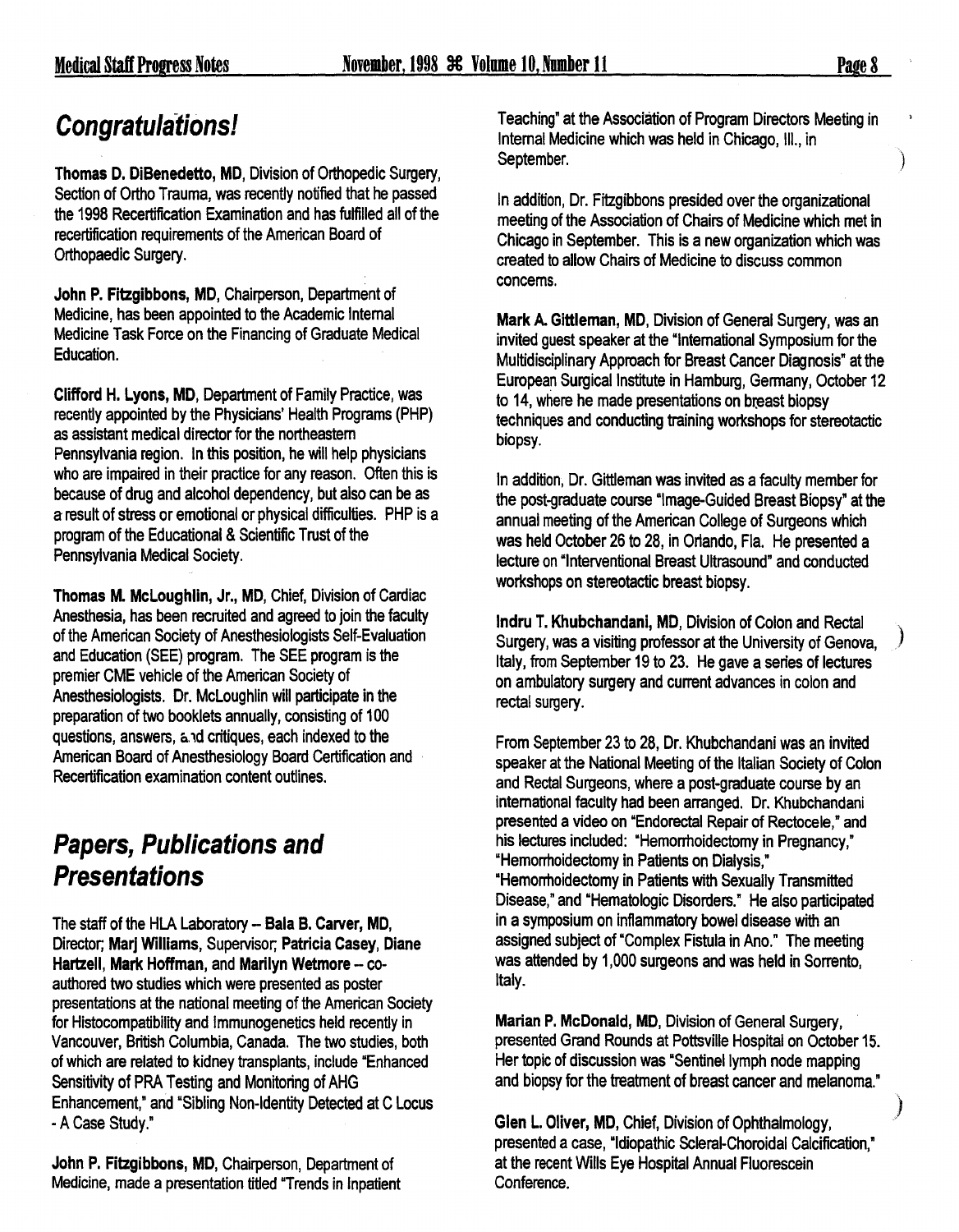## Congratulations!

**Thomas D. DiBenedetto, MD**, Division of Orthopedic Surgery, Section of Ortho Trauma, was recently notified that he passed the 1998 Recertification Examination and has fulfilled all of the recertification requirements of the American Board of Orthopaedic Surgery.

**John P. Fitzgibbons, MD**, Chairperson, Department of Medicine, has been appointed to the Academic Internal Medicine Task Force on the Financing of Graduate Medical Education.

**Clifford H. Lyons, MD**, Department of Family Practice, was recently appointed by the Physicians' Health Programs (PHP) as assistant medical director for the northeastern Pennsylvania region. In this position, he will help physicians who are impaired in their practice for any reason. Often this is because of drug and alcohol dependency, but also can be as a result of stress or emotional or physical difficulties. PHP is a program of the Educational & Scientific Trust of the Pennsylvania Medical Society.

**Thomas M. McLoughlin, Jr., MD**, Chief, Division of Cardiac Anesthesia, has been recruited and agreed to join the faculty of the American Society of Anesthesiologists Self-Evaluation and Education (SEE) program. The SEE program is the premier CME vehicle of the American Society of Anesthesiologists. Dr. McLoughlin will participate in the preparation of two booklets annually, consisting of 100 questions, answers, and critiques, each indexed to the American Board of Anesthesiology Board Certification and Recertification examination content outlines.

## Papers, Publications and Presentations

The staff of the HLA Laboratory – **Bala B. Carver, MD**, Director; **Marj Williams**, Supervisor; **Patricia Casey**, **Diane Hartzell**, **Mark Hoffman**, and **Marilyn Wetmore** – co-authored two studies which were presented as poster presentations at the national meeting of the American Society for Histocompatibility and Immunogenetics held recently in Vancouver, British Columbia, Canada. The two studies, both of which are related to kidney transplants, include "Enhanced Sensitivity of PRA Testing and Monitoring of AHG Enhancement," and "Sibling Non-Identity Detected at C Locus - A Case Study."

**John P. Fitzgibbons, MD**, Chairperson, Department of Medicine, made a presentation titled "Trends in Inpatient Teaching" at the Association of Program Directors Meeting in Internal Medicine which was held in Chicago, Ill., in September.

In addition, Dr. Fitzgibbons presided over the organizational meeting of the Association of Chairs of Medicine which met in Chicago in September. This is a new organization which was created to allow Chairs of Medicine to discuss common concerns.

**Mark A. Gittleman, MD**, Division of General Surgery, was an invited guest speaker at the "International Symposium for the Multidisciplinary Approach for Breast Cancer Diagnosis" at the European Surgical Institute in Hamburg, Germany, October 12 to 14, where he made presentations on breast biopsy techniques and conducting training workshops for stereotactic biopsy.

In addition, Dr. Gittleman was invited as a faculty member for the post-graduate course "Image-Guided Breast Biopsy" at the annual meeting of the American College of Surgeons which was held October 26 to 28, in Orlando, Fla. He presented a lecture on "Interventional Breast Ultrasound" and conducted workshops on stereotactic breast biopsy.

**Indru T. Khubchandani, MD**, Division of Colon and Rectal Surgery, was a visiting professor at the University of Genova, Italy, from September 19 to 23. He gave a series of lectures on ambulatory surgery and current advances in colon and rectal surgery.

From September 23 to 28, Dr. Khubchandani was an invited speaker at the National Meeting of the Italian Society of Colon and Rectal Surgeons, where a post-graduate course by an international faculty had been arranged. Dr. Khubchandani presented a video on "Endorectal Repair of Rectocele," and his lectures included: "Hemorrhoidectomy in Pregnancy," "Hemorrhoidectomy in Patients on Dialysis," "Hemorrhoidectomy in Patients with Sexually Transmitted Disease," and "Hematologic Disorders." He also participated in a symposium on inflammatory bowel disease with an assigned subject of "Complex Fistula in Ano." The meeting was attended by 1,000 surgeons and was held in Sorrento, Italy.

**Marian P. McDonald, MD**, Division of General Surgery, presented Grand Rounds at Pottsville Hospital on October 15. Her topic of discussion was "Sentinel lymph node mapping and biopsy for the treatment of breast cancer and melanoma."

**Glen L. Oliver, MD**, Chief, Division of Ophthalmology, presented a case, "Idiopathic Scleral-Choroidal Calcification," at the recent Wills Eye Hospital Annual Fluorescein Conference.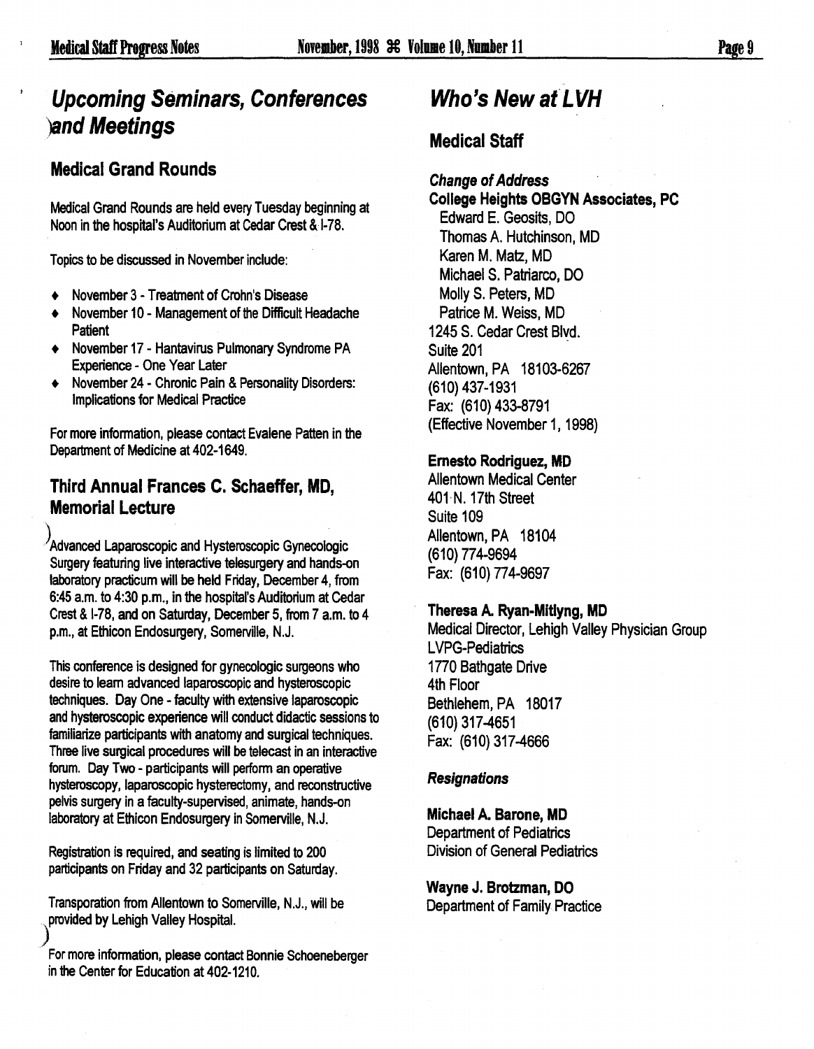## Upcoming Seminars, Conferences and Meetings

### Medical Grand Rounds

Medical Grand Rounds are held every Tuesday beginning at Noon in the hospital's Auditorium at Cedar Crest & I-78.

Topics to be discussed in November include:

- November 3 - Treatment of Crohn's Disease
- November 10 - Management of the Difficult Headache Patient
- November 17 - Hantavirus Pulmonary Syndrome PA Experience - One Year Later
- November 24 - Chronic Pain & Personality Disorders: Implications for Medical Practice

For more information, please contact Evalene Patten in the Department of Medicine at 402-1649.

### Third Annual Frances C. Schaeffer, MD, Memorial Lecture

Advanced Laparoscopic and Hysteroscopic Gynecologic Surgery featuring live interactive telesurgery and hands-on laboratory practicum will be held Friday, December 4, from 6:45 a.m. to 4:30 p.m., in the hospital's Auditorium at Cedar Crest & I-78, and on Saturday, December 5, from 7 a.m. to 4 p.m., at Ethicon Endosurgery, Somerville, N.J.

This conference is designed for gynecologic surgeons who desire to learn advanced laparoscopic and hysteroscopic techniques. Day One - faculty with extensive laparoscopic and hysteroscopic experience will conduct didactic sessions to familiarize participants with anatomy and surgical techniques. Three live surgical procedures will be telecast in an interactive forum. Day Two - participants will perform an operative hysteroscopy, laparoscopic hysterectomy, and reconstructive pelvis surgery in a faculty-supervised, animate, hands-on laboratory at Ethicon Endosurgery in Somerville, N.J.

Registration is required, and seating is limited to 200 participants on Friday and 32 participants on Saturday.

Transporation from Allentown to Somerville, N.J., will be provided by Lehigh Valley Hospital.

For more information, please contact Bonnie Schoeneberger in the Center for Education at 402-1210.

## Who's New at LVH

### Medical Staff

***Change of Address***

**College Heights OBGYN Associates, PC**
Edward E. Geosits, DO
Thomas A. Hutchinson, MD
Karen M. Matz, MD
Michael S. Patriarco, DO
Molly S. Peters, MD
Patrice M. Weiss, MD
1245 S. Cedar Crest Blvd.
Suite 201
Allentown, PA 18103-6267
(610) 437-1931
Fax: (610) 433-8791
(Effective November 1, 1998)

**Ernesto Rodriguez, MD**
Allentown Medical Center
401 N. 17th Street
Suite 109
Allentown, PA 18104
(610) 774-9694
Fax: (610) 774-9697

**Theresa A. Ryan-Mitlyng, MD**
Medical Director, Lehigh Valley Physician Group
LVPG-Pediatrics
1770 Bathgate Drive
4th Floor
Bethlehem, PA 18017
(610) 317-4651
Fax: (610) 317-4666

***Resignations***

**Michael A. Barone, MD**
Department of Pediatrics
Division of General Pediatrics

**Wayne J. Brotzman, DO**
Department of Family Practice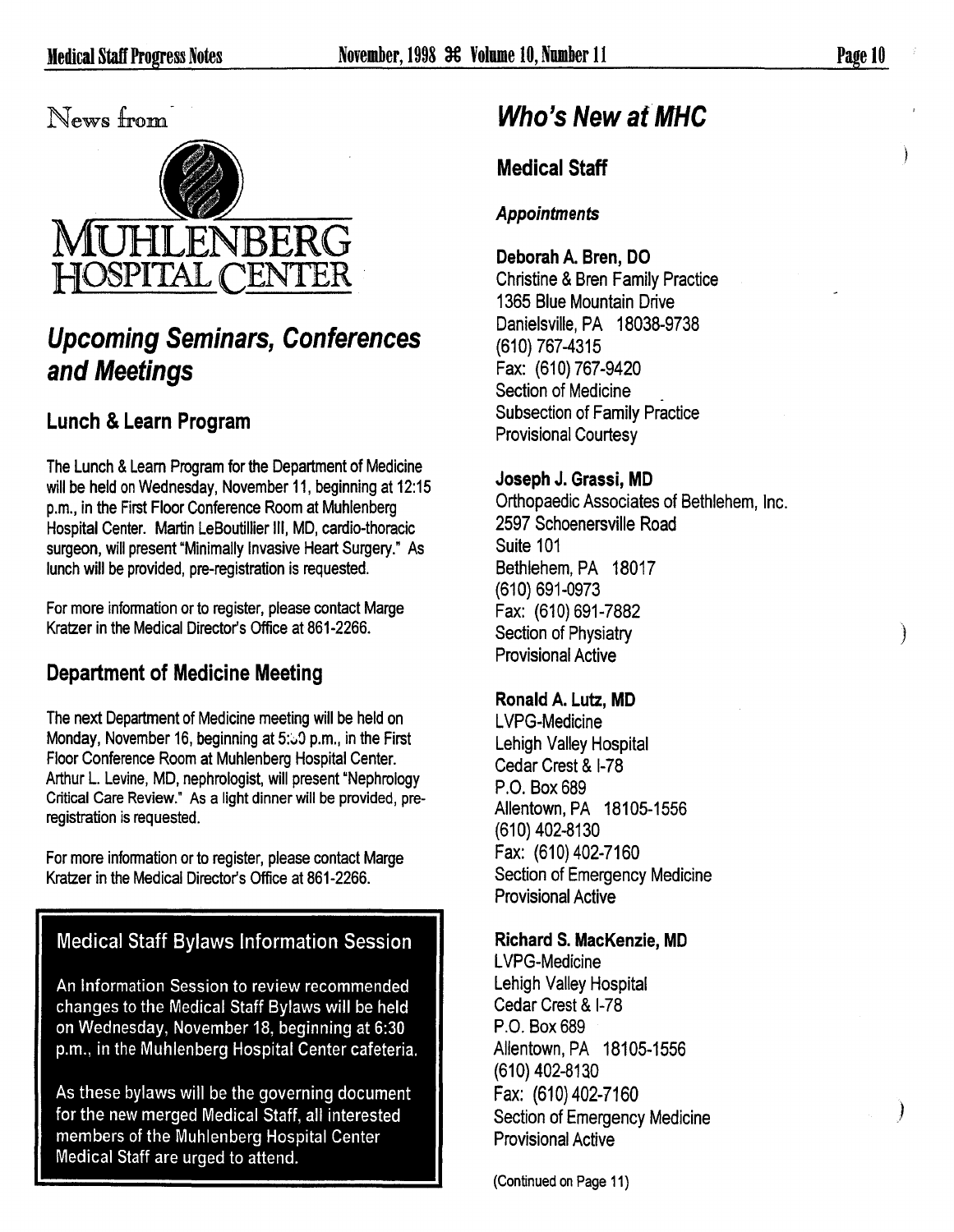News from

# MUHLENBERG HOSPITAL CENTER

## *Upcoming Seminars, Conferences and Meetings*

### Lunch & Learn Program

The Lunch & Learn Program for the Department of Medicine will be held on Wednesday, November 11, beginning at 12:15 p.m., in the First Floor Conference Room at Muhlenberg Hospital Center. Martin LeBoutillier III, MD, cardio-thoracic surgeon, will present "Minimally Invasive Heart Surgery." As lunch will be provided, pre-registration is requested.

For more information or to register, please contact Marge Kratzer in the Medical Director's Office at 861-2266.

### Department of Medicine Meeting

The next Department of Medicine meeting will be held on Monday, November 16, beginning at 5:30 p.m., in the First Floor Conference Room at Muhlenberg Hospital Center. Arthur L. Levine, MD, nephrologist, will present "Nephrology Critical Care Review." As a light dinner will be provided, pre-registration is requested.

For more information or to register, please contact Marge Kratzer in the Medical Director's Office at 861-2266.

### Medical Staff Bylaws Information Session

An Information Session to review recommended changes to the Medical Staff Bylaws will be held on Wednesday, November 18, beginning at 6:30 p.m., in the Muhlenberg Hospital Center cafeteria.

As these bylaws will be the governing document for the new merged Medical Staff, all interested members of the Muhlenberg Hospital Center Medical Staff are urged to attend.

## *Who's New at MHC*

### Medical Staff

#### *Appointments*

**Deborah A. Bren, DO**
Christine & Bren Family Practice
1365 Blue Mountain Drive
Danielsville, PA 18038-9738
(610) 767-4315
Fax: (610) 767-9420
Section of Medicine
Subsection of Family Practice
Provisional Courtesy

**Joseph J. Grassi, MD**
Orthopaedic Associates of Bethlehem, Inc.
2597 Schoenersville Road
Suite 101
Bethlehem, PA 18017
(610) 691-0973
Fax: (610) 691-7882
Section of Physiatry
Provisional Active

**Ronald A. Lutz, MD**
LVPG-Medicine
Lehigh Valley Hospital
Cedar Crest & I-78
P.O. Box 689
Allentown, PA 18105-1556
(610) 402-8130
Fax: (610) 402-7160
Section of Emergency Medicine
Provisional Active

**Richard S. MacKenzie, MD**
LVPG-Medicine
Lehigh Valley Hospital
Cedar Crest & I-78
P.O. Box 689
Allentown, PA 18105-1556
(610) 402-8130
Fax: (610) 402-7160
Section of Emergency Medicine
Provisional Active

(Continued on Page 11)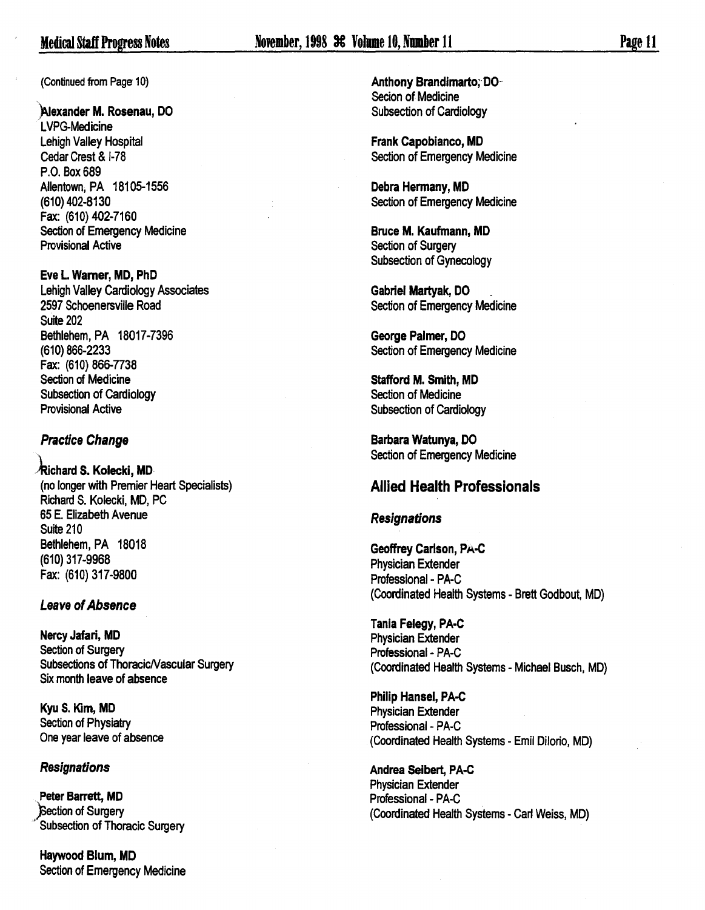(Continued from Page 10)

**Alexander M. Rosenau, DO**
LVPG-Medicine
Lehigh Valley Hospital
Cedar Crest & I-78
P.O. Box 689
Allentown, PA 18105-1556
(610) 402-8130
Fax: (610) 402-7160
Section of Emergency Medicine
Provisional Active

**Eve L. Warner, MD, PhD**
Lehigh Valley Cardiology Associates
2597 Schoenersville Road
Suite 202
Bethlehem, PA 18017-7396
(610) 866-2233
Fax: (610) 866-7738
Section of Medicine
Subsection of Cardiology
Provisional Active

### *Practice Change*

**Richard S. Kolecki, MD**
(no longer with Premier Heart Specialists)
Richard S. Kolecki, MD, PC
65 E. Elizabeth Avenue
Suite 210
Bethlehem, PA 18018
(610) 317-9968
Fax: (610) 317-9800

### *Leave of Absence*

**Nercy Jafari, MD**
Section of Surgery
Subsections of Thoracic/Vascular Surgery
Six month leave of absence

**Kyu S. Kim, MD**
Section of Physiatry
One year leave of absence

### *Resignations*

**Peter Barrett, MD**
Section of Surgery
Subsection of Thoracic Surgery

**Haywood Blum, MD**
Section of Emergency Medicine

**Anthony Brandimarto, DO**
Secion of Medicine
Subsection of Cardiology

**Frank Capobianco, MD**
Section of Emergency Medicine

**Debra Hermany, MD**
Section of Emergency Medicine

**Bruce M. Kaufmann, MD**
Section of Surgery
Subsection of Gynecology

**Gabriel Martyak, DO**
Section of Emergency Medicine

**George Palmer, DO**
Section of Emergency Medicine

**Stafford M. Smith, MD**
Section of Medicine
Subsection of Cardiology

**Barbara Watunya, DO**
Section of Emergency Medicine

## Allied Health Professionals

### *Resignations*

**Geoffrey Carlson, PA-C**
Physician Extender
Professional - PA-C
(Coordinated Health Systems - Brett Godbout, MD)

**Tania Felegy, PA-C**
Physician Extender
Professional - PA-C
(Coordinated Health Systems - Michael Busch, MD)

**Philip Hansel, PA-C**
Physician Extender
Professional - PA-C
(Coordinated Health Systems - Emil DiIorio, MD)

**Andrea Seibert, PA-C**
Physician Extender
Professional - PA-C
(Coordinated Health Systems - Carl Weiss, MD)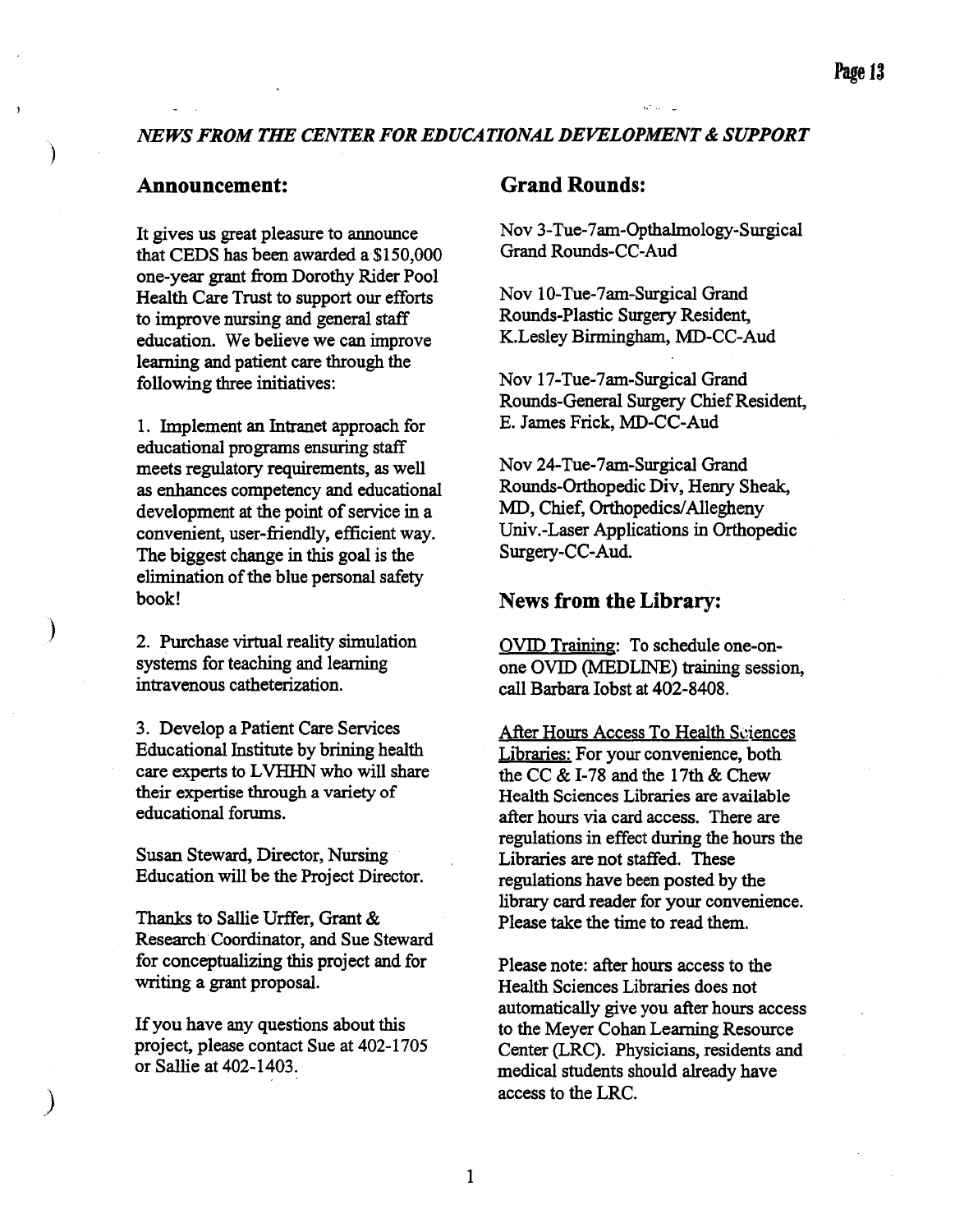*NEWS FROM THE CENTER FOR EDUCATIONAL DEVELOPMENT & SUPPORT*

## Announcement:

It gives us great pleasure to announce that CEDS has been awarded a $150,000 one-year grant from Dorothy Rider Pool Health Care Trust to support our efforts to improve nursing and general staff education. We believe we can improve learning and patient care through the following three initiatives:

1. Implement an Intranet approach for educational programs ensuring staff meets regulatory requirements, as well as enhances competency and educational development at the point of service in a convenient, user-friendly, efficient way. The biggest change in this goal is the elimination of the blue personal safety book!

2. Purchase virtual reality simulation systems for teaching and learning intravenous catheterization.

3. Develop a Patient Care Services Educational Institute by brining health care experts to LVHHN who will share their expertise through a variety of educational forums.

Susan Steward, Director, Nursing Education will be the Project Director.

Thanks to Sallie Urffer, Grant & Research Coordinator, and Sue Steward for conceptualizing this project and for writing a grant proposal.

If you have any questions about this project, please contact Sue at 402-1705 or Sallie at 402-1403.

## Grand Rounds:

Nov 3-Tue-7am-Opthalmology-Surgical Grand Rounds-CC-Aud

Nov 10-Tue-7am-Surgical Grand Rounds-Plastic Surgery Resident, K.Lesley Birmingham, MD-CC-Aud

Nov 17-Tue-7am-Surgical Grand Rounds-General Surgery Chief Resident, E. James Frick, MD-CC-Aud

Nov 24-Tue-7am-Surgical Grand Rounds-Orthopedic Div, Henry Sheak, MD, Chief, Orthopedics/Allegheny Univ.-Laser Applications in Orthopedic Surgery-CC-Aud.

## News from the Library:

OVID Training: To schedule one-on-one OVID (MEDLINE) training session, call Barbara Iobst at 402-8408.

After Hours Access To Health Sciences Libraries: For your convenience, both the CC & I-78 and the 17th & Chew Health Sciences Libraries are available after hours via card access. There are regulations in effect during the hours the Libraries are not staffed. These regulations have been posted by the library card reader for your convenience. Please take the time to read them.

Please note: after hours access to the Health Sciences Libraries does not automatically give you after hours access to the Meyer Cohan Learning Resource Center (LRC). Physicians, residents and medical students should already have access to the LRC.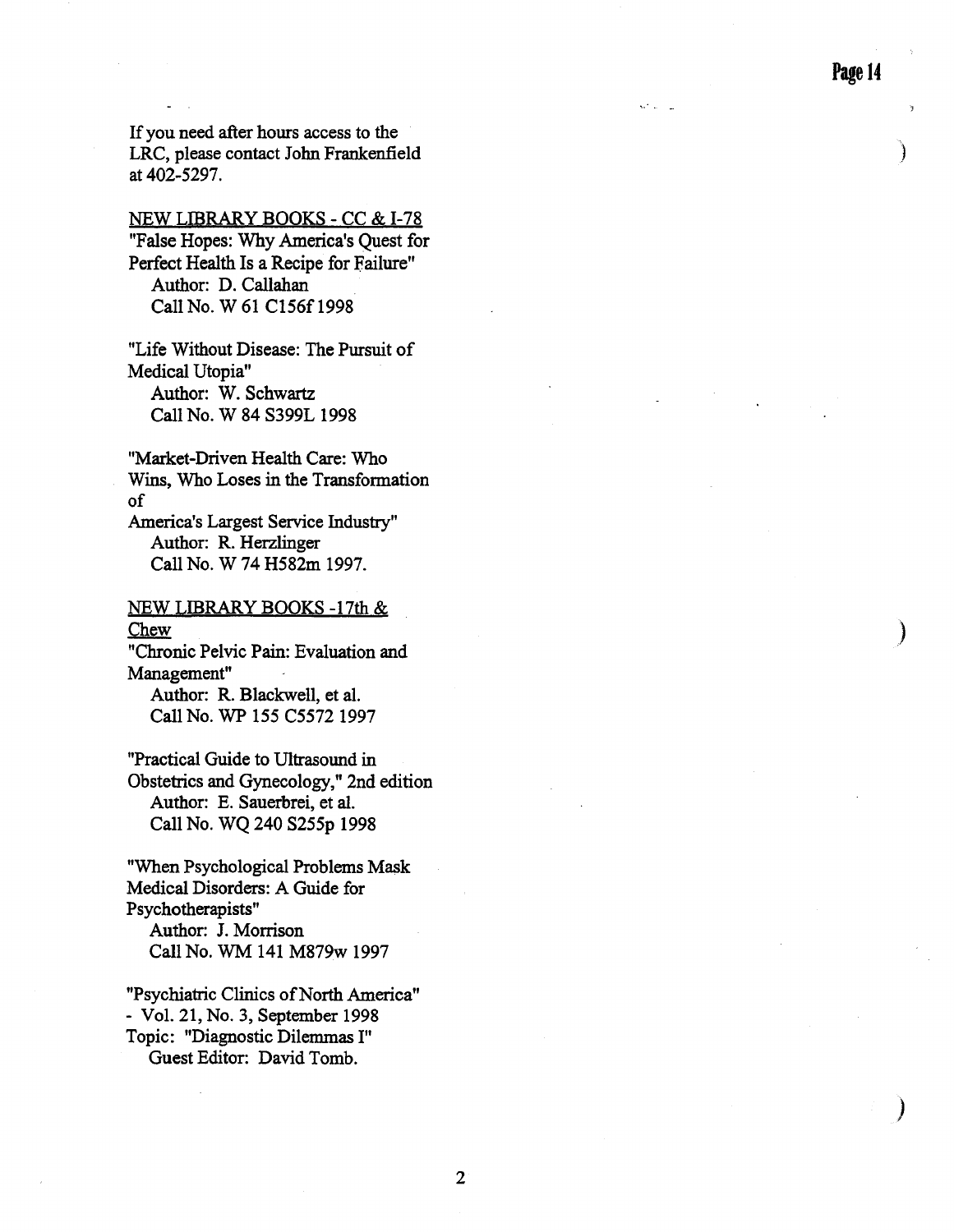If you need after hours access to the LRC, please contact John Frankenfield at 402-5297.

NEW LIBRARY BOOKS - CC & I-78

"False Hopes: Why America's Quest for Perfect Health Is a Recipe for Failure"
Author: D. Callahan
Call No. W 61 C156f 1998

"Life Without Disease: The Pursuit of Medical Utopia"
Author: W. Schwartz
Call No. W 84 S399L 1998

"Market-Driven Health Care: Who Wins, Who Loses in the Transformation of
America's Largest Service Industry"
Author: R. Herzlinger
Call No. W 74 H582m 1997.

NEW LIBRARY BOOKS -17th & Chew

"Chronic Pelvic Pain: Evaluation and Management"
Author: R. Blackwell, et al.
Call No. WP 155 C5572 1997

"Practical Guide to Ultrasound in Obstetrics and Gynecology," 2nd edition
Author: E. Sauerbrei, et al.
Call No. WQ 240 S255p 1998

"When Psychological Problems Mask Medical Disorders: A Guide for Psychotherapists"
Author: J. Morrison
Call No. WM 141 M879w 1997

"Psychiatric Clinics of North America" - Vol. 21, No. 3, September 1998
Topic: "Diagnostic Dilemmas I"
Guest Editor: David Tomb.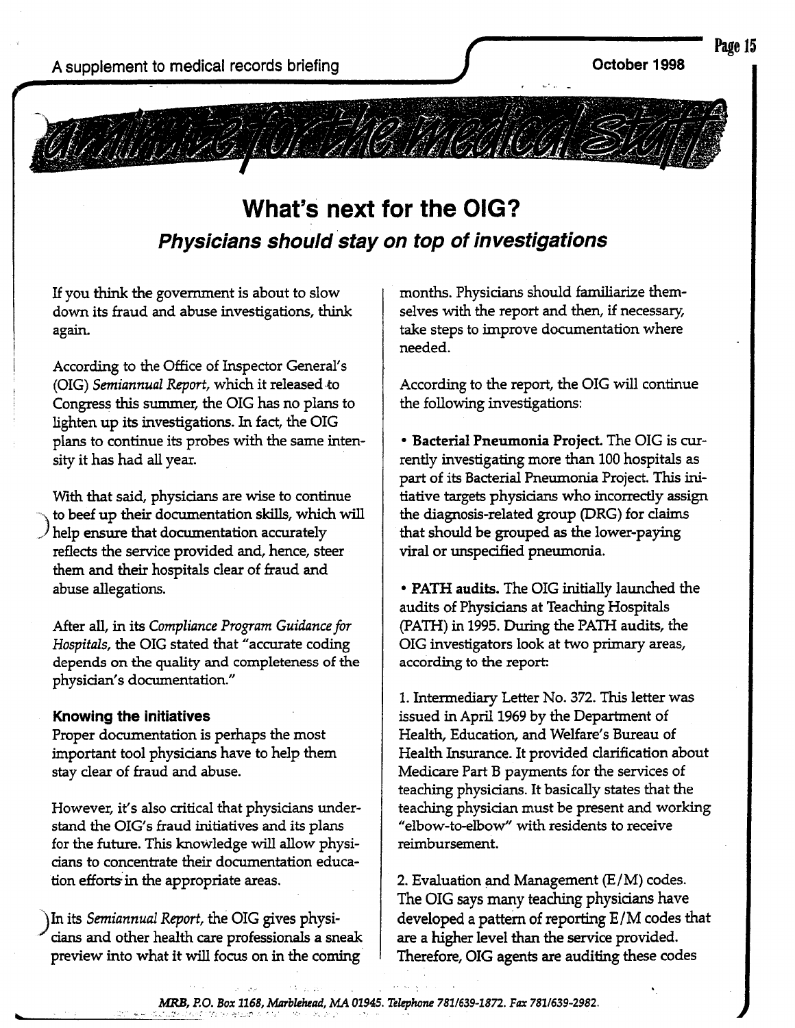# What's next for the OIG?

## *Physicians should stay on top of investigations*

If you think the government is about to slow down its fraud and abuse investigations, think again.

According to the Office of Inspector General's (OIG) *Semiannual Report*, which it released to Congress this summer, the OIG has no plans to lighten up its investigations. In fact, the OIG plans to continue its probes with the same intensity it has had all year.

With that said, physicians are wise to continue to beef up their documentation skills, which will help ensure that documentation accurately reflects the service provided and, hence, steer them and their hospitals clear of fraud and abuse allegations.

After all, in its *Compliance Program Guidance for Hospitals*, the OIG stated that "accurate coding depends on the quality and completeness of the physician's documentation."

### Knowing the initiatives

Proper documentation is perhaps the most important tool physicians have to help them stay clear of fraud and abuse.

However, it's also critical that physicians understand the OIG's fraud initiatives and its plans for the future. This knowledge will allow physicians to concentrate their documentation education efforts in the appropriate areas.

In its *Semiannual Report*, the OIG gives physicians and other health care professionals a sneak preview into what it will focus on in the coming months. Physicians should familiarize themselves with the report and then, if necessary, take steps to improve documentation where needed.

According to the report, the OIG will continue the following investigations:

- **Bacterial Pneumonia Project.** The OIG is currently investigating more than 100 hospitals as part of its Bacterial Pneumonia Project. This initiative targets physicians who incorrectly assign the diagnosis-related group (DRG) for claims that should be grouped as the lower-paying viral or unspecified pneumonia.

- **PATH audits.** The OIG initially launched the audits of Physicians at Teaching Hospitals (PATH) in 1995. During the PATH audits, the OIG investigators look at two primary areas, according to the report:

1. Intermediary Letter No. 372. This letter was issued in April 1969 by the Department of Health, Education, and Welfare's Bureau of Health Insurance. It provided clarification about Medicare Part B payments for the services of teaching physicians. It basically states that the teaching physician must be present and working "elbow-to-elbow" with residents to receive reimbursement.

2. Evaluation and Management (E/M) codes. The OIG says many teaching physicians have developed a pattern of reporting E/M codes that are a higher level than the service provided. Therefore, OIG agents are auditing these codes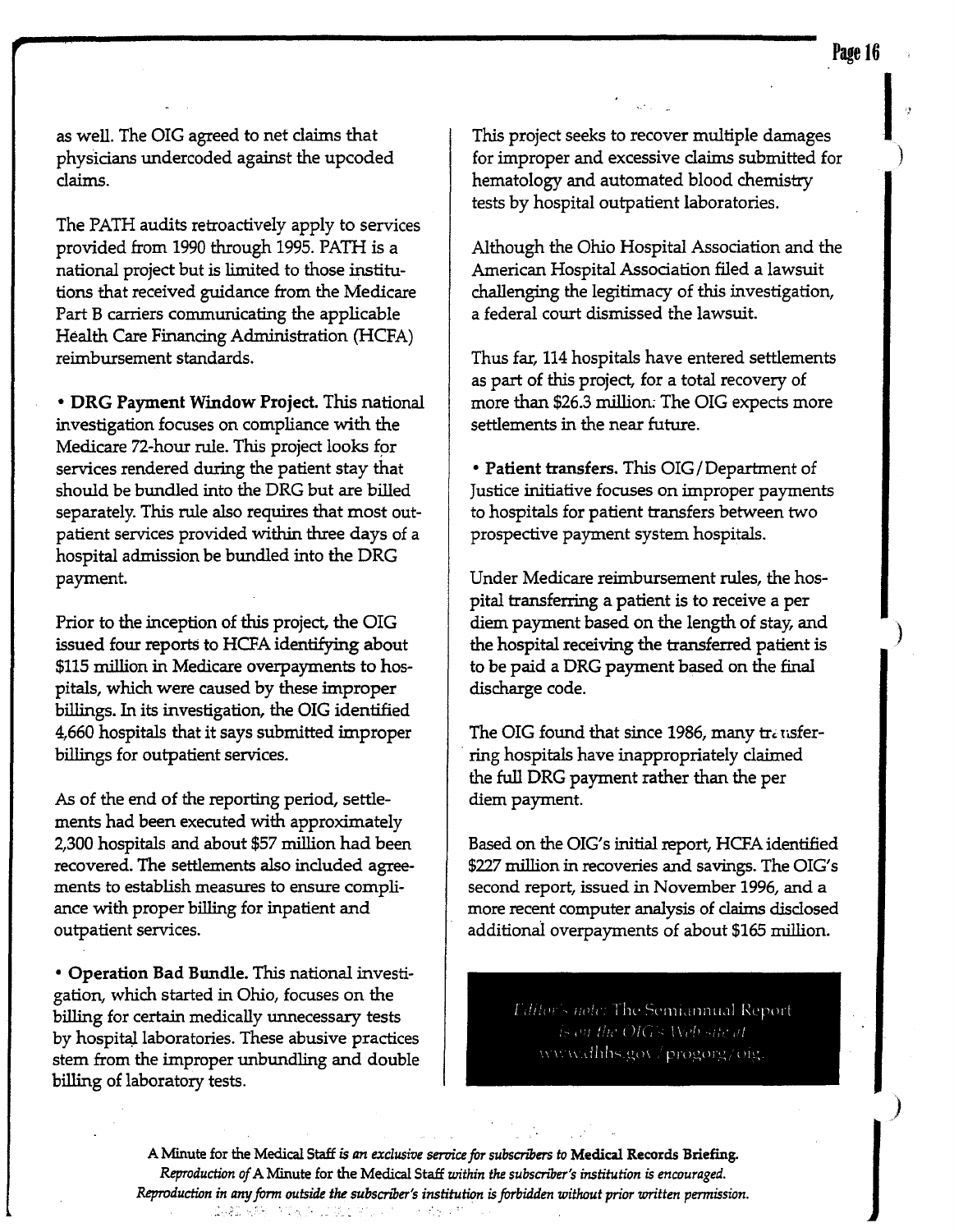as well. The OIG agreed to net claims that physicians undercoded against the upcoded claims.

The PATH audits retroactively apply to services provided from 1990 through 1995. PATH is a national project but is limited to those institutions that received guidance from the Medicare Part B carriers communicating the applicable Health Care Financing Administration (HCFA) reimbursement standards.

- **DRG Payment Window Project.** This national investigation focuses on compliance with the Medicare 72-hour rule. This project looks for services rendered during the patient stay that should be bundled into the DRG but are billed separately. This rule also requires that most outpatient services provided within three days of a hospital admission be bundled into the DRG payment.

Prior to the inception of this project, the OIG issued four reports to HCFA identifying about $115 million in Medicare overpayments to hospitals, which were caused by these improper billings. In its investigation, the OIG identified 4,660 hospitals that it says submitted improper billings for outpatient services.

As of the end of the reporting period, settlements had been executed with approximately 2,300 hospitals and about $57 million had been recovered. The settlements also included agreements to establish measures to ensure compliance with proper billing for inpatient and outpatient services.

- **Operation Bad Bundle.** This national investigation, which started in Ohio, focuses on the billing for certain medically unnecessary tests by hospital laboratories. These abusive practices stem from the improper unbundling and double billing of laboratory tests.

This project seeks to recover multiple damages for improper and excessive claims submitted for hematology and automated blood chemistry tests by hospital outpatient laboratories.

Although the Ohio Hospital Association and the American Hospital Association filed a lawsuit challenging the legitimacy of this investigation, a federal court dismissed the lawsuit.

Thus far, 114 hospitals have entered settlements as part of this project, for a total recovery of more than $26.3 million. The OIG expects more settlements in the near future.

- **Patient transfers.** This OIG/Department of Justice initiative focuses on improper payments to hospitals for patient transfers between two prospective payment system hospitals.

Under Medicare reimbursement rules, the hospital transferring a patient is to receive a per diem payment based on the length of stay, and the hospital receiving the transferred patient is to be paid a DRG payment based on the final discharge code.

The OIG found that since 1986, many transferring hospitals have inappropriately claimed the full DRG payment rather than the per diem payment.

Based on the OIG's initial report, HCFA identified $227 million in recoveries and savings. The OIG's second report, issued in November 1996, and a more recent computer analysis of claims disclosed additional overpayments of about $165 million.

*Editor's note:* The Semiannual Report *is on the OIG's Web site at* www.dhhs.gov/progorg/oig.

A Minute for the Medical Staff *is an exclusive service for subscribers to* **Medical Records Briefing.**
*Reproduction of* A Minute for the Medical Staff *within the subscriber's institution is encouraged.*
*Reproduction in any form outside the subscriber's institution is forbidden without prior written permission.*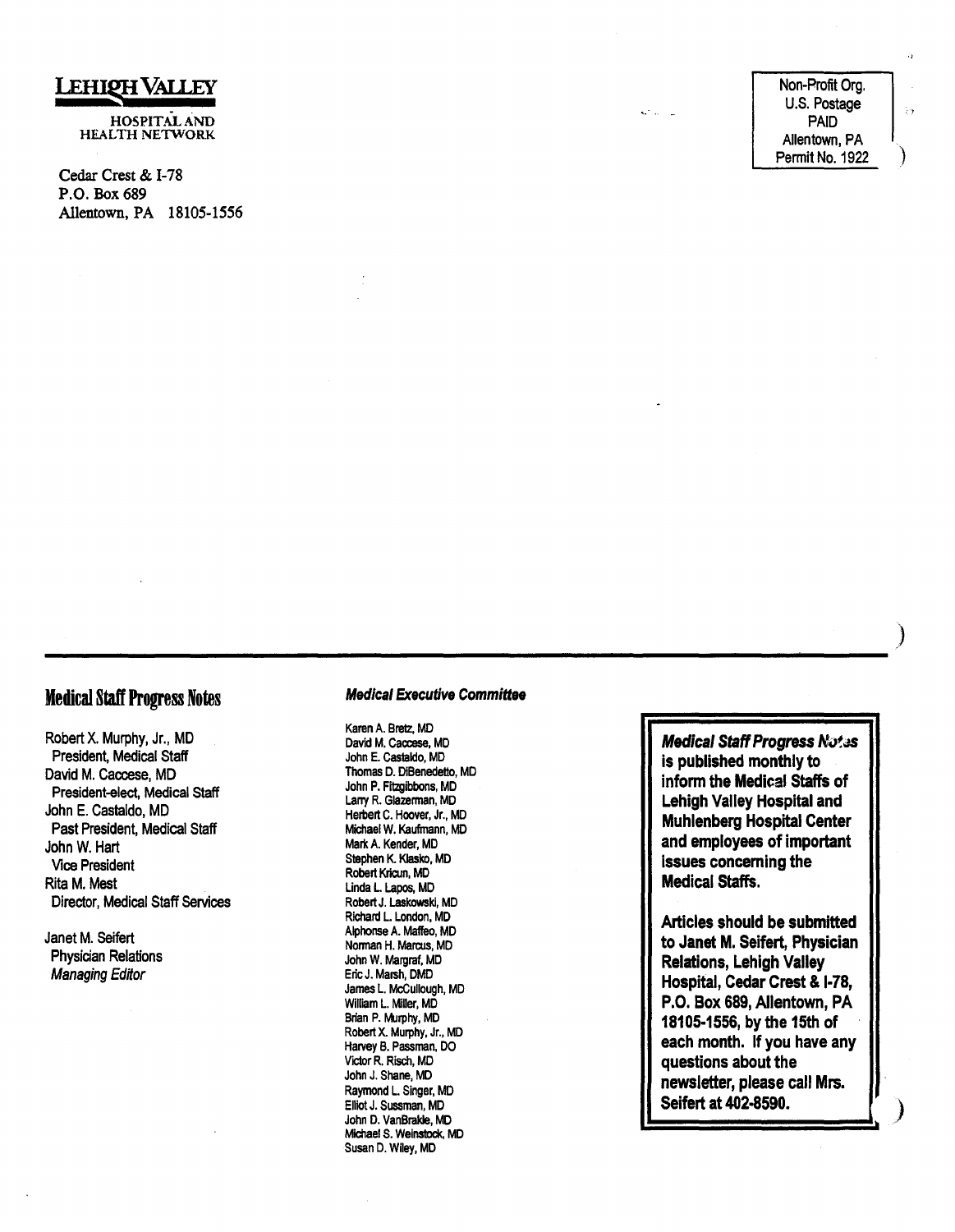**LEHIGH VALLEY**

HOSPITAL AND HEALTH NETWORK

Cedar Crest & I-78
P.O. Box 689
Allentown, PA 18105-1556

Non-Profit Org.
U.S. Postage
PAID
Allentown, PA
Permit No. 1922

## Medical Staff Progress Notes

Robert X. Murphy, Jr., MD
President, Medical Staff
David M. Caccese, MD
President-elect, Medical Staff
John E. Castaldo, MD
Past President, Medical Staff
John W. Hart
Vice President
Rita M. Mest
Director, Medical Staff Services

Janet M. Seifert
Physician Relations
*Managing Editor*

### *Medical Executive Committee*

Karen A. Bretz, MD
David M. Caccese, MD
John E. Castaldo, MD
Thomas D. DiBenedetto, MD
John P. Fitzgibbons, MD
Larry R. Glazerman, MD
Herbert C. Hoover, Jr., MD
Michael W. Kaufmann, MD
Mark A. Kender, MD
Stephen K. Klasko, MD
Robert Kricun, MD
Linda L. Lapos, MD
Robert J. Laskowski, MD
Richard L. London, MD
Alphonse A. Maffeo, MD
Norman H. Marcus, MD
John W. Margraf, MD
Eric J. Marsh, DMD
James L. McCullough, MD
William L. Miller, MD
Brian P. Murphy, MD
Robert X. Murphy, Jr., MD
Harvey B. Passman, DO
Victor R. Risch, MD
John J. Shane, MD
Raymond L. Singer, MD
Elliot J. Sussman, MD
John D. VanBrakle, MD
Michael S. Weinstock, MD
Susan D. Wiley, MD

***Medical Staff Progress Notes*** **is published monthly to inform the Medical Staffs of Lehigh Valley Hospital and Muhlenberg Hospital Center and employees of important issues concerning the Medical Staffs.**

**Articles should be submitted to Janet M. Seifert, Physician Relations, Lehigh Valley Hospital, Cedar Crest & I-78, P.O. Box 689, Allentown, PA 18105-1556, by the 15th of each month. If you have any questions about the newsletter, please call Mrs. Seifert at 402-8590.**